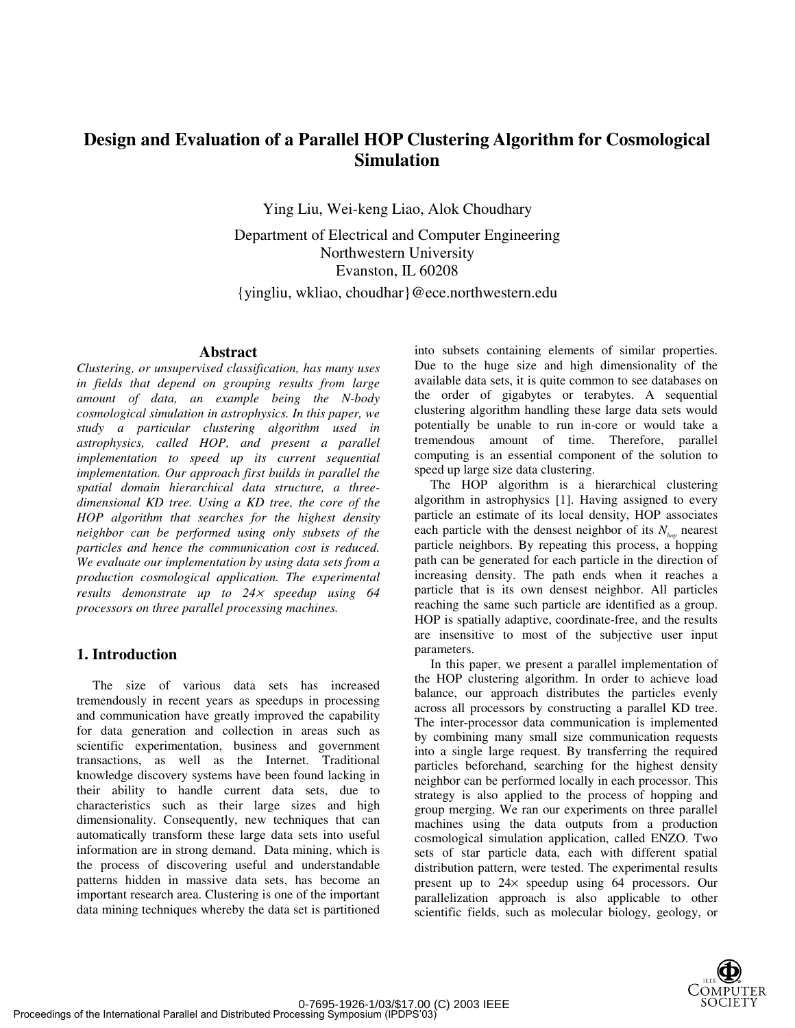# Design and Evaluation of a Parallel HOP Clustering Algorithm for Cosmological Simulation

Ying Liu, Wei-keng Liao, Alok Choudhary

Department of Electrical and Computer Engineering
Northwestern University
Evanston, IL 60208
{yingliu, wkliao, choudhar}@ece.northwestern.edu

## Abstract

*Clustering, or unsupervised classification, has many uses in fields that depend on grouping results from large amount of data, an example being the N-body cosmological simulation in astrophysics. In this paper, we study a particular clustering algorithm used in astrophysics, called HOP, and present a parallel implementation to speed up its current sequential implementation. Our approach first builds in parallel the spatial domain hierarchical data structure, a three-dimensional KD tree. Using a KD tree, the core of the HOP algorithm that searches for the highest density neighbor can be performed using only subsets of the particles and hence the communication cost is reduced. We evaluate our implementation by using data sets from a production cosmological application. The experimental results demonstrate up to 24× speedup using 64 processors on three parallel processing machines.*

## 1. Introduction

The size of various data sets has increased tremendously in recent years as speedups in processing and communication have greatly improved the capability for data generation and collection in areas such as scientific experimentation, business and government transactions, as well as the Internet. Traditional knowledge discovery systems have been found lacking in their ability to handle current data sets, due to characteristics such as their large sizes and high dimensionality. Consequently, new techniques that can automatically transform these large data sets into useful information are in strong demand. Data mining, which is the process of discovering useful and understandable patterns hidden in massive data sets, has become an important research area. Clustering is one of the important data mining techniques whereby the data set is partitioned into subsets containing elements of similar properties. Due to the huge size and high dimensionality of the available data sets, it is quite common to see databases on the order of gigabytes or terabytes. A sequential clustering algorithm handling these large data sets would potentially be unable to run in-core or would take a tremendous amount of time. Therefore, parallel computing is an essential component of the solution to speed up large size data clustering.

The HOP algorithm is a hierarchical clustering algorithm in astrophysics [1]. Having assigned to every particle an estimate of its local density, HOP associates each particle with the densest neighbor of its $N_{hop}$ nearest particle neighbors. By repeating this process, a hopping path can be generated for each particle in the direction of increasing density. The path ends when it reaches a particle that is its own densest neighbor. All particles reaching the same such particle are identified as a group. HOP is spatially adaptive, coordinate-free, and the results are insensitive to most of the subjective user input parameters.

In this paper, we present a parallel implementation of the HOP clustering algorithm. In order to achieve load balance, our approach distributes the particles evenly across all processors by constructing a parallel KD tree. The inter-processor data communication is implemented by combining many small size communication requests into a single large request. By transferring the required particles beforehand, searching for the highest density neighbor can be performed locally in each processor. This strategy is also applied to the process of hopping and group merging. We ran our experiments on three parallel machines using the data outputs from a production cosmological simulation application, called ENZO. Two sets of star particle data, each with different spatial distribution pattern, were tested. The experimental results present up to 24× speedup using 64 processors. Our parallelization approach is also applicable to other scientific fields, such as molecular biology, geology, or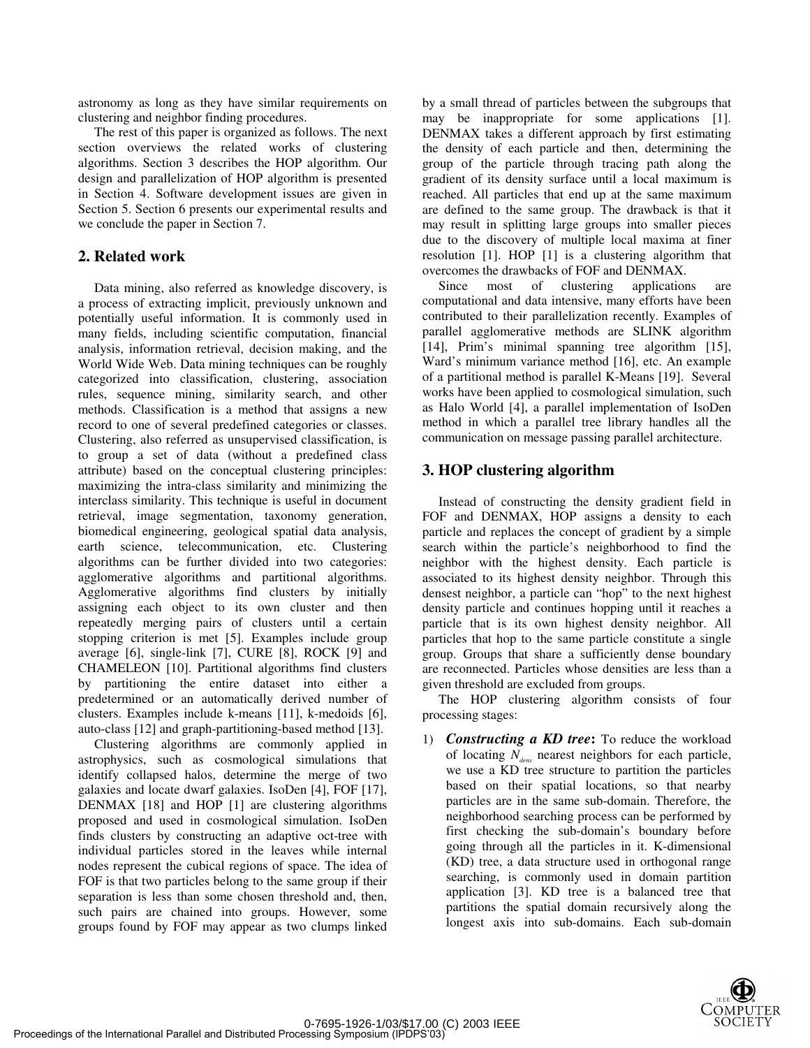astronomy as long as they have similar requirements on clustering and neighbor finding procedures.

The rest of this paper is organized as follows. The next section overviews the related works of clustering algorithms. Section 3 describes the HOP algorithm. Our design and parallelization of HOP algorithm is presented in Section 4. Software development issues are given in Section 5. Section 6 presents our experimental results and we conclude the paper in Section 7.

## 2. Related work

Data mining, also referred as knowledge discovery, is a process of extracting implicit, previously unknown and potentially useful information. It is commonly used in many fields, including scientific computation, financial analysis, information retrieval, decision making, and the World Wide Web. Data mining techniques can be roughly categorized into classification, clustering, association rules, sequence mining, similarity search, and other methods. Classification is a method that assigns a new record to one of several predefined categories or classes. Clustering, also referred as unsupervised classification, is to group a set of data (without a predefined class attribute) based on the conceptual clustering principles: maximizing the intra-class similarity and minimizing the interclass similarity. This technique is useful in document retrieval, image segmentation, taxonomy generation, biomedical engineering, geological spatial data analysis, earth science, telecommunication, etc. Clustering algorithms can be further divided into two categories: agglomerative algorithms and partitional algorithms. Agglomerative algorithms find clusters by initially assigning each object to its own cluster and then repeatedly merging pairs of clusters until a certain stopping criterion is met [5]. Examples include group average [6], single-link [7], CURE [8], ROCK [9] and CHAMELEON [10]. Partitional algorithms find clusters by partitioning the entire dataset into either a predetermined or an automatically derived number of clusters. Examples include k-means [11], k-medoids [6], auto-class [12] and graph-partitioning-based method [13].

Clustering algorithms are commonly applied in astrophysics, such as cosmological simulations that identify collapsed halos, determine the merge of two galaxies and locate dwarf galaxies. IsoDen [4], FOF [17], DENMAX [18] and HOP [1] are clustering algorithms proposed and used in cosmological simulation. IsoDen finds clusters by constructing an adaptive oct-tree with individual particles stored in the leaves while internal nodes represent the cubical regions of space. The idea of FOF is that two particles belong to the same group if their separation is less than some chosen threshold and, then, such pairs are chained into groups. However, some groups found by FOF may appear as two clumps linked by a small thread of particles between the subgroups that may be inappropriate for some applications [1]. DENMAX takes a different approach by first estimating the density of each particle and then, determining the group of the particle through tracing path along the gradient of its density surface until a local maximum is reached. All particles that end up at the same maximum are defined to the same group. The drawback is that it may result in splitting large groups into smaller pieces due to the discovery of multiple local maxima at finer resolution [1]. HOP [1] is a clustering algorithm that overcomes the drawbacks of FOF and DENMAX.

Since most of clustering applications are computational and data intensive, many efforts have been contributed to their parallelization recently. Examples of parallel agglomerative methods are SLINK algorithm [14], Prim's minimal spanning tree algorithm [15], Ward's minimum variance method [16], etc. An example of a partitional method is parallel K-Means [19]. Several works have been applied to cosmological simulation, such as Halo World [4], a parallel implementation of IsoDen method in which a parallel tree library handles all the communication on message passing parallel architecture.

## 3. HOP clustering algorithm

Instead of constructing the density gradient field in FOF and DENMAX, HOP assigns a density to each particle and replaces the concept of gradient by a simple search within the particle's neighborhood to find the neighbor with the highest density. Each particle is associated to its highest density neighbor. Through this densest neighbor, a particle can "hop" to the next highest density particle and continues hopping until it reaches a particle that is its own highest density neighbor. All particles that hop to the same particle constitute a single group. Groups that share a sufficiently dense boundary are reconnected. Particles whose densities are less than a given threshold are excluded from groups.

The HOP clustering algorithm consists of four processing stages:

1) ***Constructing a KD tree*:** To reduce the workload of locating $N_{dens}$ nearest neighbors for each particle, we use a KD tree structure to partition the particles based on their spatial locations, so that nearby particles are in the same sub-domain. Therefore, the neighborhood searching process can be performed by first checking the sub-domain's boundary before going through all the particles in it. K-dimensional (KD) tree, a data structure used in orthogonal range searching, is commonly used in domain partition application [3]. KD tree is a balanced tree that partitions the spatial domain recursively along the longest axis into sub-domains. Each sub-domain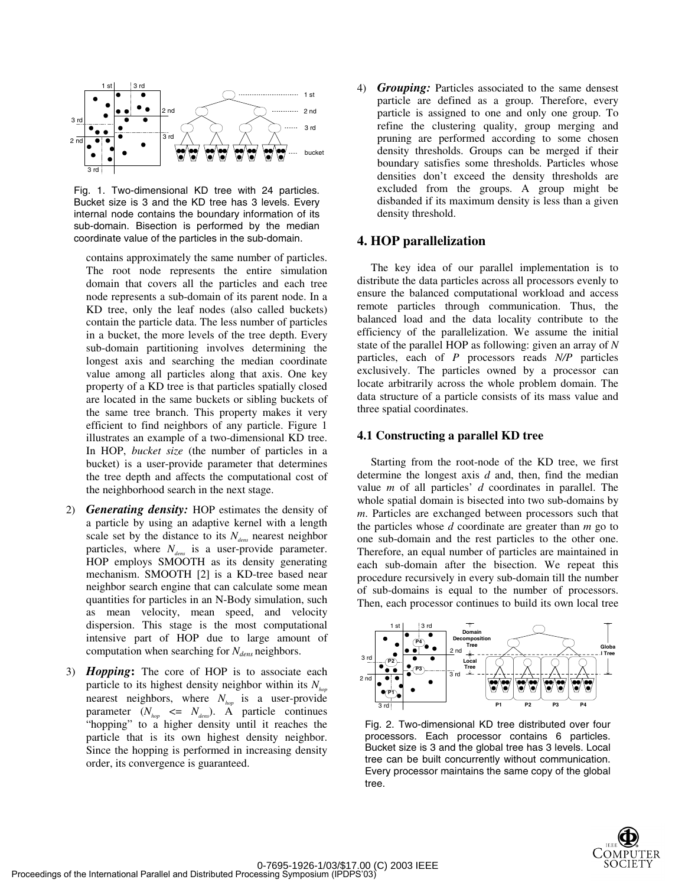Fig. 1. Two-dimensional KD tree with 24 particles. Bucket size is 3 and the KD tree has 3 levels. Every internal node contains the boundary information of its sub-domain. Bisection is performed by the median coordinate value of the particles in the sub-domain.

contains approximately the same number of particles. The root node represents the entire simulation domain that covers all the particles and each tree node represents a sub-domain of its parent node. In a KD tree, only the leaf nodes (also called buckets) contain the particle data. The less number of particles in a bucket, the more levels of the tree depth. Every sub-domain partitioning involves determining the longest axis and searching the median coordinate value among all particles along that axis. One key property of a KD tree is that particles spatially closed are located in the same buckets or sibling buckets of the same tree branch. This property makes it very efficient to find neighbors of any particle. Figure 1 illustrates an example of a two-dimensional KD tree. In HOP, *bucket size* (the number of particles in a bucket) is a user-provide parameter that determines the tree depth and affects the computational cost of the neighborhood search in the next stage.

2) ***Generating density:*** HOP estimates the density of a particle by using an adaptive kernel with a length scale set by the distance to its $N_{dens}$ nearest neighbor particles, where $N_{dens}$ is a user-provide parameter. HOP employs SMOOTH as its density generating mechanism. SMOOTH [2] is a KD-tree based near neighbor search engine that can calculate some mean quantities for particles in an N-Body simulation, such as mean velocity, mean speed, and velocity dispersion. This stage is the most computational intensive part of HOP due to large amount of computation when searching for $N_{dens}$ neighbors.

3) ***Hopping*:** The core of HOP is to associate each particle to its highest density neighbor within its $N_{hop}$ nearest neighbors, where $N_{hop}$ is a user-provide parameter ($N_{hop} <= N_{dens}$). A particle continues "hopping" to a higher density until it reaches the particle that is its own highest density neighbor. Since the hopping is performed in increasing density order, its convergence is guaranteed.

4) ***Grouping:*** Particles associated to the same densest particle are defined as a group. Therefore, every particle is assigned to one and only one group. To refine the clustering quality, group merging and pruning are performed according to some chosen density thresholds. Groups can be merged if their boundary satisfies some thresholds. Particles whose densities don't exceed the density thresholds are excluded from the groups. A group might be disbanded if its maximum density is less than a given density threshold.

## 4. HOP parallelization

The key idea of our parallel implementation is to distribute the data particles across all processors evenly to ensure the balanced computational workload and access remote particles through communication. Thus, the balanced load and the data locality contribute to the efficiency of the parallelization. We assume the initial state of the parallel HOP as following: given an array of *N* particles, each of *P* processors reads *N/P* particles exclusively. The particles owned by a processor can locate arbitrarily across the whole problem domain. The data structure of a particle consists of its mass value and three spatial coordinates.

### 4.1 Constructing a parallel KD tree

Starting from the root-node of the KD tree, we first determine the longest axis *d* and, then, find the median value *m* of all particles' *d* coordinates in parallel. The whole spatial domain is bisected into two sub-domains by *m*. Particles are exchanged between processors such that the particles whose *d* coordinate are greater than *m* go to one sub-domain and the rest particles to the other one. Therefore, an equal number of particles are maintained in each sub-domain after the bisection. We repeat this procedure recursively in every sub-domain till the number of sub-domains is equal to the number of processors. Then, each processor continues to build its own local tree

Fig. 2. Two-dimensional KD tree distributed over four processors. Each processor contains 6 particles. Bucket size is 3 and the global tree has 3 levels. Local tree can be built concurrently without communication. Every processor maintains the same copy of the global tree.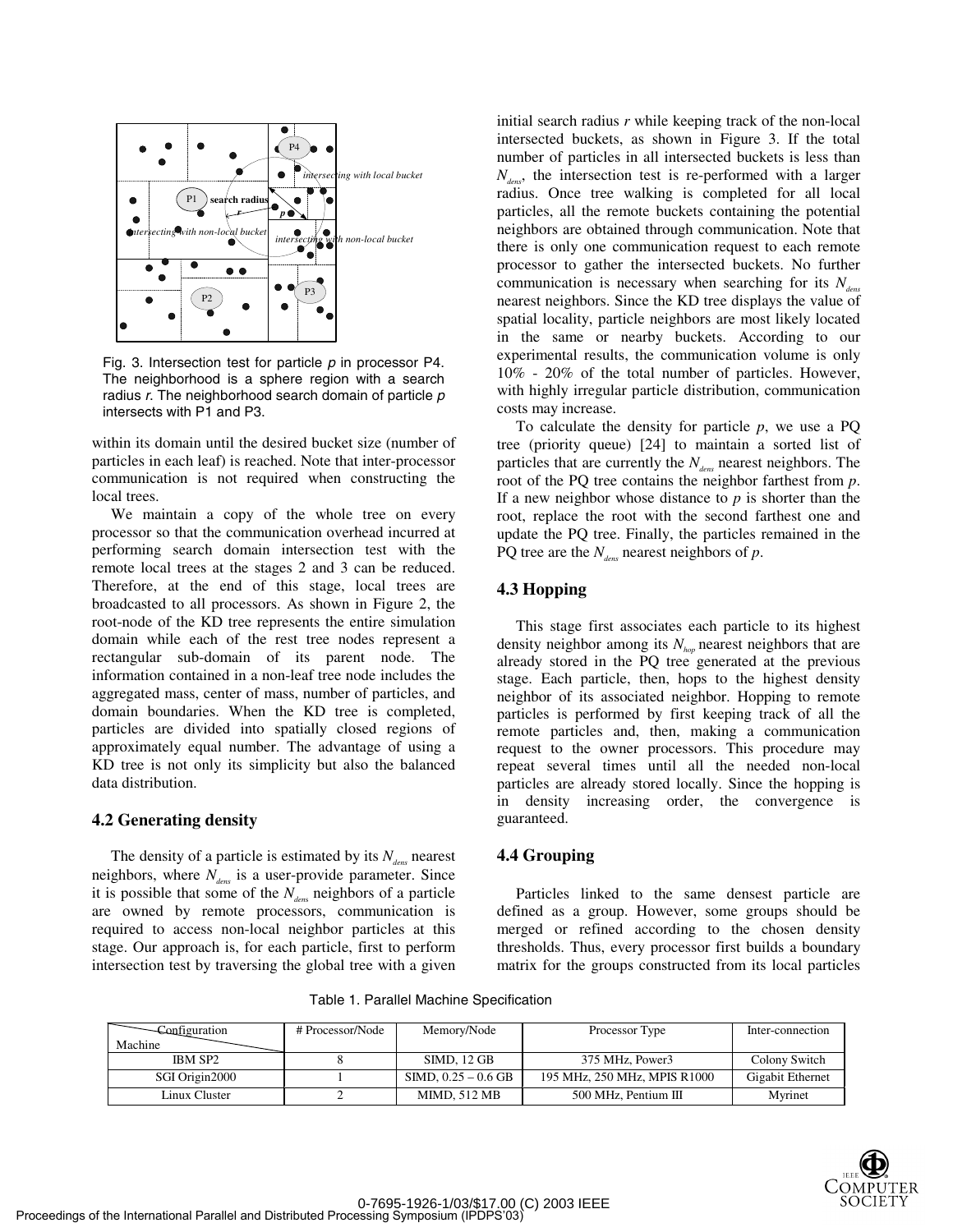Fig. 3. Intersection test for particle *p* in processor P4. The neighborhood is a sphere region with a search radius *r*. The neighborhood search domain of particle *p* intersects with P1 and P3.

within its domain until the desired bucket size (number of particles in each leaf) is reached. Note that inter-processor communication is not required when constructing the local trees.

We maintain a copy of the whole tree on every processor so that the communication overhead incurred at performing search domain intersection test with the remote local trees at the stages 2 and 3 can be reduced. Therefore, at the end of this stage, local trees are broadcasted to all processors. As shown in Figure 2, the root-node of the KD tree represents the entire simulation domain while each of the rest tree nodes represent a rectangular sub-domain of its parent node. The information contained in a non-leaf tree node includes the aggregated mass, center of mass, number of particles, and domain boundaries. When the KD tree is completed, particles are divided into spatially closed regions of approximately equal number. The advantage of using a KD tree is not only its simplicity but also the balanced data distribution.

### 4.2 Generating density

The density of a particle is estimated by its $N_{dens}$ nearest neighbors, where $N_{dens}$ is a user-provide parameter. Since it is possible that some of the $N_{dens}$ neighbors of a particle are owned by remote processors, communication is required to access non-local neighbor particles at this stage. Our approach is, for each particle, first to perform intersection test by traversing the global tree with a given initial search radius *r* while keeping track of the non-local intersected buckets, as shown in Figure 3. If the total number of particles in all intersected buckets is less than $N_{dens}$, the intersection test is re-performed with a larger radius. Once tree walking is completed for all local particles, all the remote buckets containing the potential neighbors are obtained through communication. Note that there is only one communication request to each remote processor to gather the intersected buckets. No further communication is necessary when searching for its $N_{dens}$ nearest neighbors. Since the KD tree displays the value of spatial locality, particle neighbors are most likely located in the same or nearby buckets. According to our experimental results, the communication volume is only 10% - 20% of the total number of particles. However, with highly irregular particle distribution, communication costs may increase.

To calculate the density for particle *p*, we use a PQ tree (priority queue) [24] to maintain a sorted list of particles that are currently the $N_{dens}$ nearest neighbors. The root of the PQ tree contains the neighbor farthest from *p*. If a new neighbor whose distance to *p* is shorter than the root, replace the root with the second farthest one and update the PQ tree. Finally, the particles remained in the PQ tree are the $N_{dens}$ nearest neighbors of *p*.

### 4.3 Hopping

This stage first associates each particle to its highest density neighbor among its $N_{hop}$ nearest neighbors that are already stored in the PQ tree generated at the previous stage. Each particle, then, hops to the highest density neighbor of its associated neighbor. Hopping to remote particles is performed by first keeping track of all the remote particles and, then, making a communication request to the owner processors. This procedure may repeat several times until all the needed non-local particles are already stored locally. Since the hopping is in density increasing order, the convergence is guaranteed.

### 4.4 Grouping

Particles linked to the same densest particle are defined as a group. However, some groups should be merged or refined according to the chosen density thresholds. Thus, every processor first builds a boundary matrix for the groups constructed from its local particles

Table 1. Parallel Machine Specification

| Configuration / Machine | # Processor/Node | Memory/Node | Processor Type | Inter-connection |
|---|---|---|---|---|
| IBM SP2 | 8 | SIMD, 12 GB | 375 MHz, Power3 | Colony Switch |
| SGI Origin2000 | 1 | SIMD, 0.25 – 0.6 GB | 195 MHz, 250 MHz, MPIS R1000 | Gigabit Ethernet |
| Linux Cluster | 2 | MIMD, 512 MB | 500 MHz, Pentium III | Myrinet |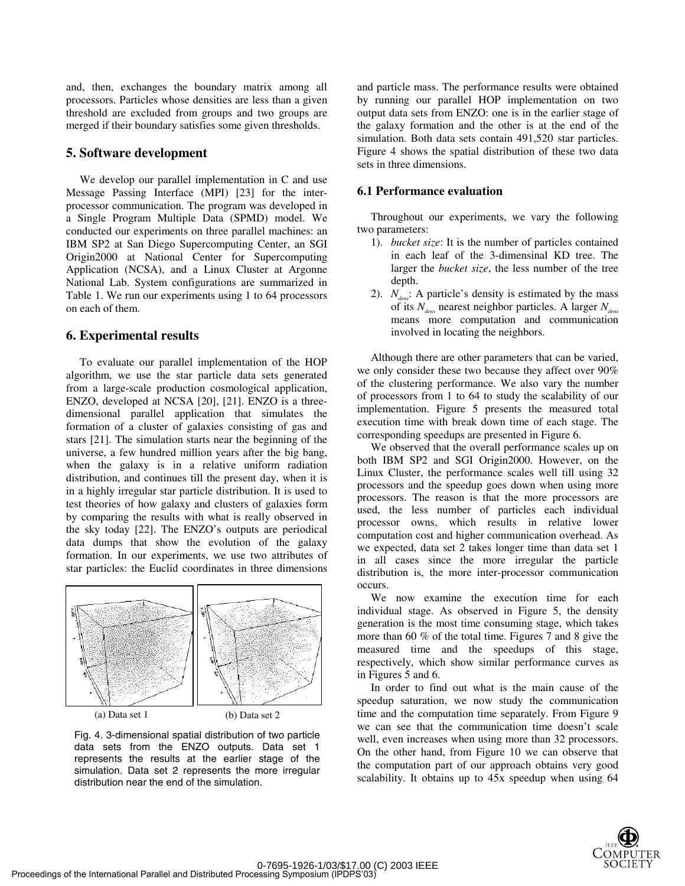and, then, exchanges the boundary matrix among all processors. Particles whose densities are less than a given threshold are excluded from groups and two groups are merged if their boundary satisfies some given thresholds.

## 5. Software development

We develop our parallel implementation in C and use Message Passing Interface (MPI) [23] for the inter-processor communication. The program was developed in a Single Program Multiple Data (SPMD) model. We conducted our experiments on three parallel machines: an IBM SP2 at San Diego Supercomputing Center, an SGI Origin2000 at National Center for Supercomputing Application (NCSA), and a Linux Cluster at Argonne National Lab. System configurations are summarized in Table 1. We run our experiments using 1 to 64 processors on each of them.

## 6. Experimental results

To evaluate our parallel implementation of the HOP algorithm, we use the star particle data sets generated from a large-scale production cosmological application, ENZO, developed at NCSA [20], [21]. ENZO is a three-dimensional parallel application that simulates the formation of a cluster of galaxies consisting of gas and stars [21]. The simulation starts near the beginning of the universe, a few hundred million years after the big bang, when the galaxy is in a relative uniform radiation distribution, and continues till the present day, when it is in a highly irregular star particle distribution. It is used to test theories of how galaxy and clusters of galaxies form by comparing the results with what is really observed in the sky today [22]. The ENZO's outputs are periodical data dumps that show the evolution of the galaxy formation. In our experiments, we use two attributes of star particles: the Euclid coordinates in three dimensions

(a) Data set 1 (b) Data set 2

Fig. 4. 3-dimensional spatial distribution of two particle data sets from the ENZO outputs. Data set 1 represents the results at the earlier stage of the simulation. Data set 2 represents the more irregular distribution near the end of the simulation.

and particle mass. The performance results were obtained by running our parallel HOP implementation on two output data sets from ENZO: one is in the earlier stage of the galaxy formation and the other is at the end of the simulation. Both data sets contain 491,520 star particles. Figure 4 shows the spatial distribution of these two data sets in three dimensions.

### 6.1 Performance evaluation

Throughout our experiments, we vary the following two parameters:

1). *bucket size*: It is the number of particles contained in each leaf of the 3-dimensinal KD tree. The larger the *bucket size*, the less number of the tree depth.

2). $N_{dens}$: A particle's density is estimated by the mass of its $N_{dens}$ nearest neighbor particles. A larger $N_{dens}$ means more computation and communication involved in locating the neighbors.

Although there are other parameters that can be varied, we only consider these two because they affect over 90% of the clustering performance. We also vary the number of processors from 1 to 64 to study the scalability of our implementation. Figure 5 presents the measured total execution time with break down time of each stage. The corresponding speedups are presented in Figure 6.

We observed that the overall performance scales up on both IBM SP2 and SGI Origin2000. However, on the Linux Cluster, the performance scales well till using 32 processors and the speedup goes down when using more processors. The reason is that the more processors are used, the less number of particles each individual processor owns, which results in relative lower computation cost and higher communication overhead. As we expected, data set 2 takes longer time than data set 1 in all cases since the more irregular the particle distribution is, the more inter-processor communication occurs.

We now examine the execution time for each individual stage. As observed in Figure 5, the density generation is the most time consuming stage, which takes more than 60 % of the total time. Figures 7 and 8 give the measured time and the speedups of this stage, respectively, which show similar performance curves as in Figures 5 and 6.

In order to find out what is the main cause of the speedup saturation, we now study the communication time and the computation time separately. From Figure 9 we can see that the communication time doesn't scale well, even increases when using more than 32 processors. On the other hand, from Figure 10 we can observe that the computation part of our approach obtains very good scalability. It obtains up to 45x speedup when using 64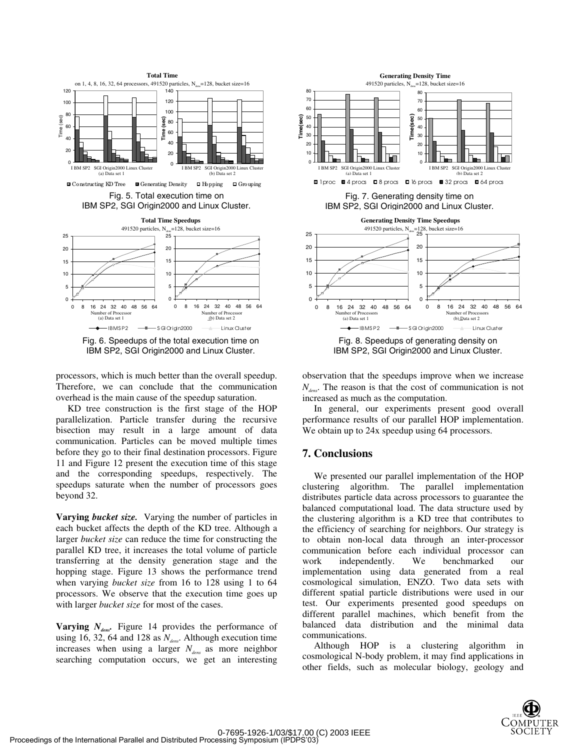Fig. 5. Total execution time on IBM SP2, SGI Origin2000 and Linux Cluster.

Fig. 6. Speedups of the total execution time on IBM SP2, SGI Origin2000 and Linux Cluster.

Fig. 7. Generating density time on IBM SP2, SGI Origin2000 and Linux Cluster.

Fig. 8. Speedups of generating density on IBM SP2, SGI Origin2000 and Linux Cluster.

processors, which is much better than the overall speedup. Therefore, we can conclude that the communication overhead is the main cause of the speedup saturation.

KD tree construction is the first stage of the HOP parallelization. Particle transfer during the recursive bisection may result in a large amount of data communication. Particles can be moved multiple times before they go to their final destination processors. Figure 11 and Figure 12 present the execution time of this stage and the corresponding speedups, respectively. The speedups saturate when the number of processors goes beyond 32.

**Varying *bucket size*.** Varying the number of particles in each bucket affects the depth of the KD tree. Although a larger *bucket size* can reduce the time for constructing the parallel KD tree, it increases the total volume of particle transferring at the density generation stage and the hopping stage. Figure 13 shows the performance trend when varying *bucket size* from 16 to 128 using 1 to 64 processors. We observe that the execution time goes up with larger *bucket size* for most of the cases.

**Varying $N_{dens}$.** Figure 14 provides the performance of using 16, 32, 64 and 128 as $N_{dens}$. Although execution time increases when using a larger $N_{dens}$ as more neighbor searching computation occurs, we get an interesting observation that the speedups improve when we increase $N_{dens}$. The reason is that the cost of communication is not increased as much as the computation.

In general, our experiments present good overall performance results of our parallel HOP implementation. We obtain up to 24x speedup using 64 processors.

## 7. Conclusions

We presented our parallel implementation of the HOP clustering algorithm. The parallel implementation distributes particle data across processors to guarantee the balanced computational load. The data structure used by the clustering algorithm is a KD tree that contributes to the efficiency of searching for neighbors. Our strategy is to obtain non-local data through an inter-processor communication before each individual processor can work independently. We benchmarked our implementation using data generated from a real cosmological simulation, ENZO. Two data sets with different spatial particle distributions were used in our test. Our experiments presented good speedups on different parallel machines, which benefit from the balanced data distribution and the minimal data communications.

Although HOP is a clustering algorithm in cosmological N-body problem, it may find applications in other fields, such as molecular biology, geology and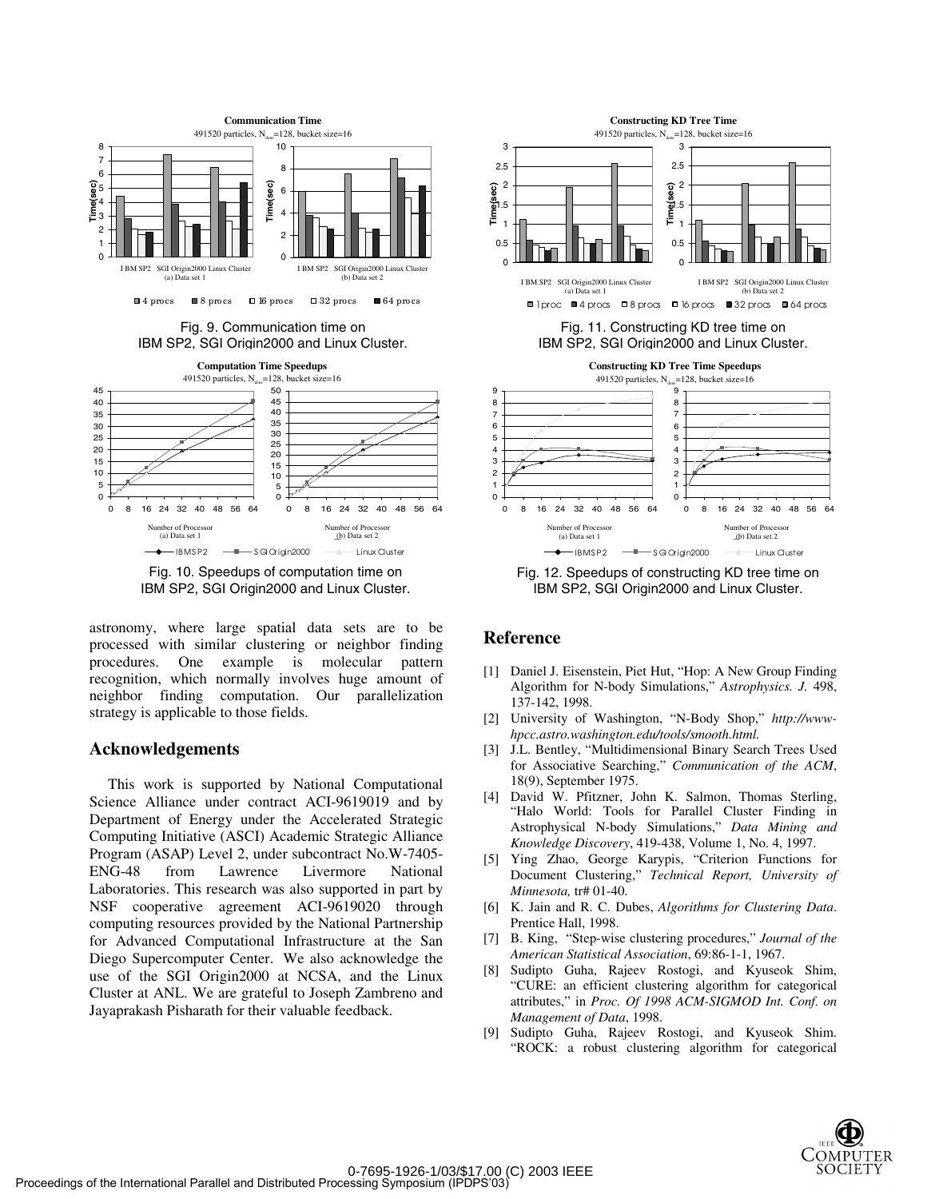Fig. 9. Communication time on IBM SP2, SGI Origin2000 and Linux Cluster.

Fig. 10. Speedups of computation time on IBM SP2, SGI Origin2000 and Linux Cluster.

Fig. 11. Constructing KD tree time on IBM SP2, SGI Origin2000 and Linux Cluster.

Fig. 12. Speedups of constructing KD tree time on IBM SP2, SGI Origin2000 and Linux Cluster.

astronomy, where large spatial data sets are to be processed with similar clustering or neighbor finding procedures. One example is molecular pattern recognition, which normally involves huge amount of neighbor finding computation. Our parallelization strategy is applicable to those fields.

## Acknowledgements

This work is supported by National Computational Science Alliance under contract ACI-9619019 and by Department of Energy under the Accelerated Strategic Computing Initiative (ASCI) Academic Strategic Alliance Program (ASAP) Level 2, under subcontract No.W-7405-ENG-48 from Lawrence Livermore National Laboratories. This research was also supported in part by NSF cooperative agreement ACI-9619020 through computing resources provided by the National Partnership for Advanced Computational Infrastructure at the San Diego Supercomputer Center. We also acknowledge the use of the SGI Origin2000 at NCSA, and the Linux Cluster at ANL. We are grateful to Joseph Zambreno and Jayaprakash Pisharath for their valuable feedback.

## Reference

[1] Daniel J. Eisenstein, Piet Hut, "Hop: A New Group Finding Algorithm for N-body Simulations," *Astrophysics. J.* 498, 137-142, 1998.

[2] University of Washington, "N-Body Shop," *http://www-hpcc.astro.washington.edu/tools/smooth.html.*

[3] J.L. Bentley, "Multidimensional Binary Search Trees Used for Associative Searching," *Communication of the ACM*, 18(9), September 1975.

[4] David W. Pfitzner, John K. Salmon, Thomas Sterling, "Halo World: Tools for Parallel Cluster Finding in Astrophysical N-body Simulations," *Data Mining and Knowledge Discovery*, 419-438, Volume 1, No. 4, 1997.

[5] Ying Zhao, George Karypis, "Criterion Functions for Document Clustering," *Technical Report, University of Minnesota,* tr# 01-40.

[6] K. Jain and R. C. Dubes, *Algorithms for Clustering Data*. Prentice Hall, 1998.

[7] B. King, "Step-wise clustering procedures," *Journal of the American Statistical Association*, 69:86-1-1, 1967.

[8] Sudipto Guha, Rajeev Rostogi, and Kyuseok Shim, "CURE: an efficient clustering algorithm for categorical attributes," in *Proc. Of 1998 ACM-SIGMOD Int. Conf. on Management of Data*, 1998.

[9] Sudipto Guha, Rajeev Rostogi, and Kyuseok Shim. "ROCK: a robust clustering algorithm for categorical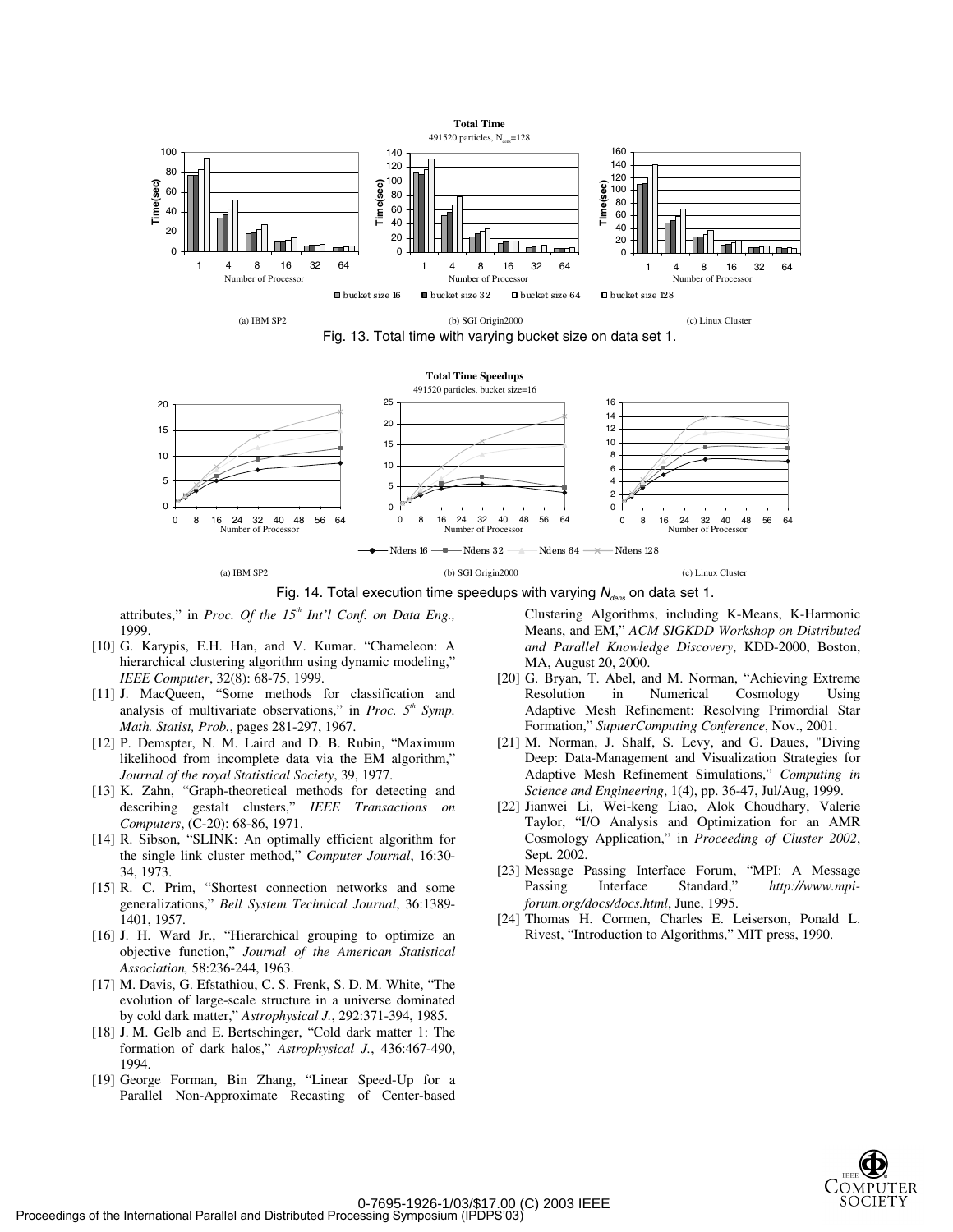**Total Time**

491520 particles, $N_{dens}$=128

Time(sec)

Number of Processor

1 4 8 16 32 64

bucket size 16 ■ bucket size 32 □ bucket size 64 □ bucket size 128

(a) IBM SP2 (b) SGI Origin2000 (c) Linux Cluster

Fig. 13. Total time with varying bucket size on data set 1.

**Total Time Speedups**

491520 particles, bucket size=16

Number of Processor

0 8 16 24 32 40 48 56 64

Ndens 16 Ndens 32 Ndens 64 Ndens 128

(a) IBM SP2 (b) SGI Origin2000 (c) Linux Cluster

Fig. 14. Total execution time speedups with varying $N_{dens}$ on data set 1.

attributes," in *Proc. Of the 15th Int'l Conf. on Data Eng.,* 1999.

[10] G. Karypis, E.H. Han, and V. Kumar. "Chameleon: A hierarchical clustering algorithm using dynamic modeling," *IEEE Computer*, 32(8): 68-75, 1999.

[11] J. MacQueen, "Some methods for classification and analysis of multivariate observations," in *Proc. 5th Symp. Math. Statist, Prob.*, pages 281-297, 1967.

[12] P. Demspter, N. M. Laird and D. B. Rubin, "Maximum likelihood from incomplete data via the EM algorithm," *Journal of the royal Statistical Society*, 39, 1977.

[13] K. Zahn, "Graph-theoretical methods for detecting and describing gestalt clusters," *IEEE Transactions on Computers*, (C-20): 68-86, 1971.

[14] R. Sibson, "SLINK: An optimally efficient algorithm for the single link cluster method," *Computer Journal*, 16:30-34, 1973.

[15] R. C. Prim, "Shortest connection networks and some generalizations," *Bell System Technical Journal*, 36:1389-1401, 1957.

[16] J. H. Ward Jr., "Hierarchical grouping to optimize an objective function," *Journal of the American Statistical Association,* 58:236-244, 1963.

[17] M. Davis, G. Efstathiou, C. S. Frenk, S. D. M. White, "The evolution of large-scale structure in a universe dominated by cold dark matter," *Astrophysical J.*, 292:371-394, 1985.

[18] J. M. Gelb and E. Bertschinger, "Cold dark matter 1: The formation of dark halos," *Astrophysical J.*, 436:467-490, 1994.

[19] George Forman, Bin Zhang, "Linear Speed-Up for a Parallel Non-Approximate Recasting of Center-based Clustering Algorithms, including K-Means, K-Harmonic Means, and EM," *ACM SIGKDD Workshop on Distributed and Parallel Knowledge Discovery*, KDD-2000, Boston, MA, August 20, 2000.

[20] G. Bryan, T. Abel, and M. Norman, "Achieving Extreme Resolution in Numerical Cosmology Using Adaptive Mesh Refinement: Resolving Primordial Star Formation," *SupuerComputing Conference*, Nov., 2001.

[21] M. Norman, J. Shalf, S. Levy, and G. Daues, "Diving Deep: Data-Management and Visualization Strategies for Adaptive Mesh Refinement Simulations," *Computing in Science and Engineering*, 1(4), pp. 36-47, Jul/Aug, 1999.

[22] Jianwei Li, Wei-keng Liao, Alok Choudhary, Valerie Taylor, "I/O Analysis and Optimization for an AMR Cosmology Application," in *Proceeding of Cluster 2002*, Sept. 2002.

[23] Message Passing Interface Forum, "MPI: A Message Passing Interface Standard," *http://www.mpi-forum.org/docs/docs.html*, June, 1995.

[24] Thomas H. Cormen, Charles E. Leiserson, Ponald L. Rivest, "Introduction to Algorithms," MIT press, 1990.